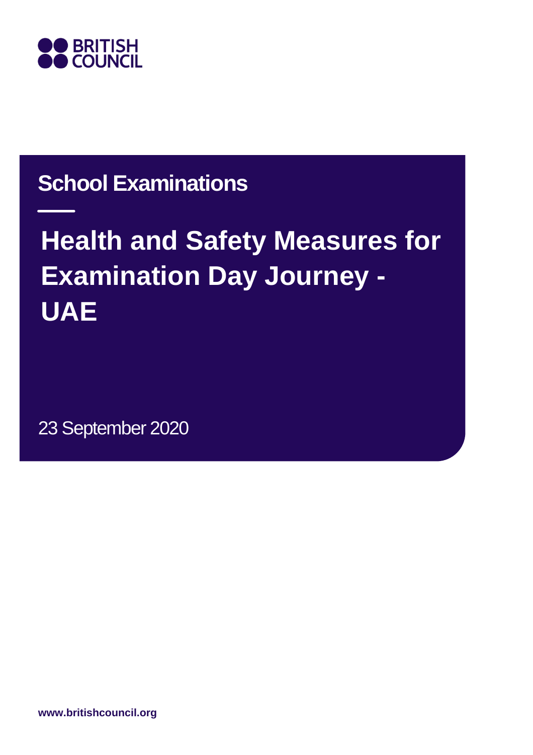BRITISH COUNCIL

## School Examinations

# Health and Safety Measures for Examination Day Journey - UAE

23 September 2020

**www.britishcouncil.org**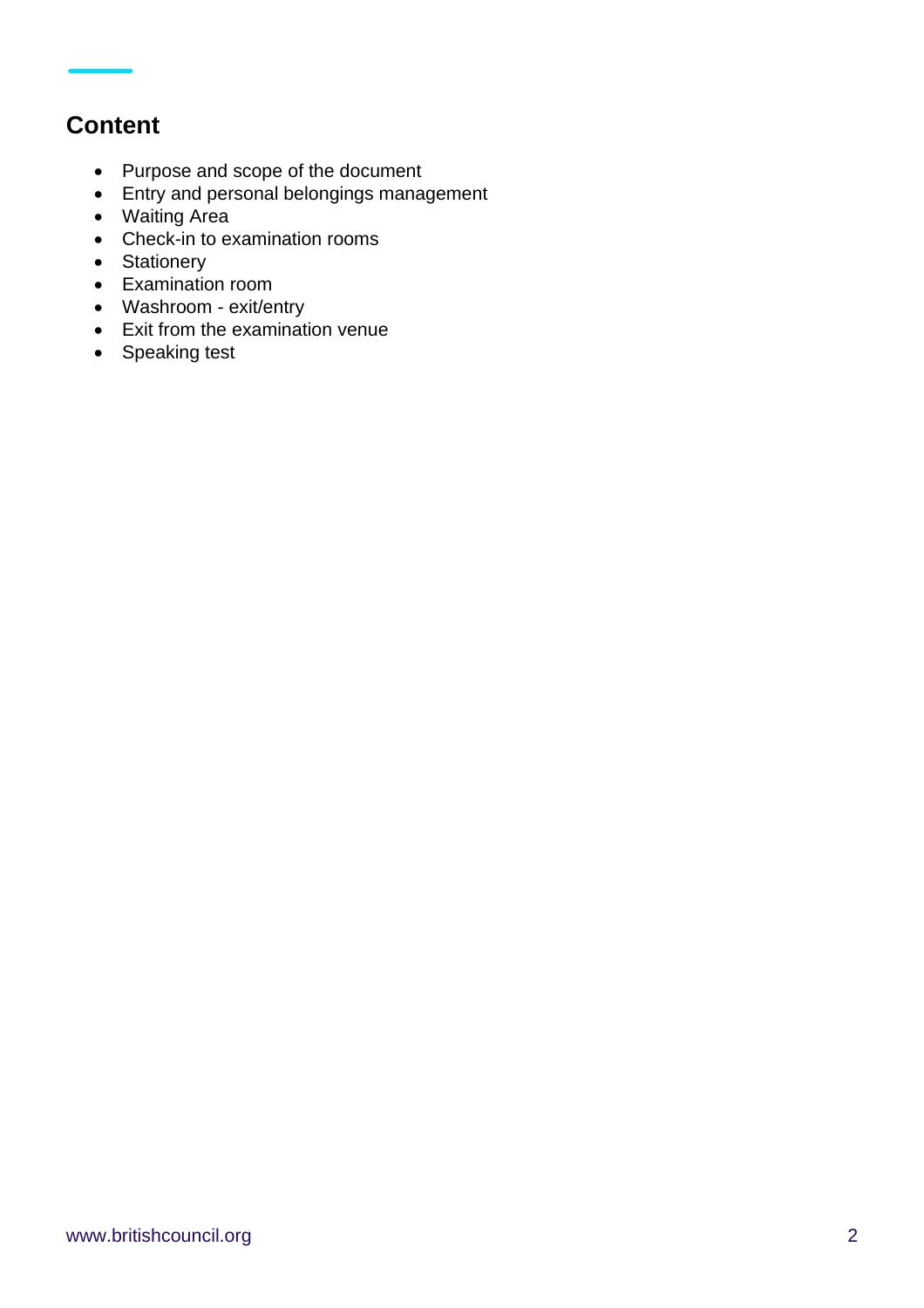## Content

- Purpose and scope of the document
- Entry and personal belongings management
- Waiting Area
- Check-in to examination rooms
- Stationery
- Examination room
- Washroom - exit/entry
- Exit from the examination venue
- Speaking test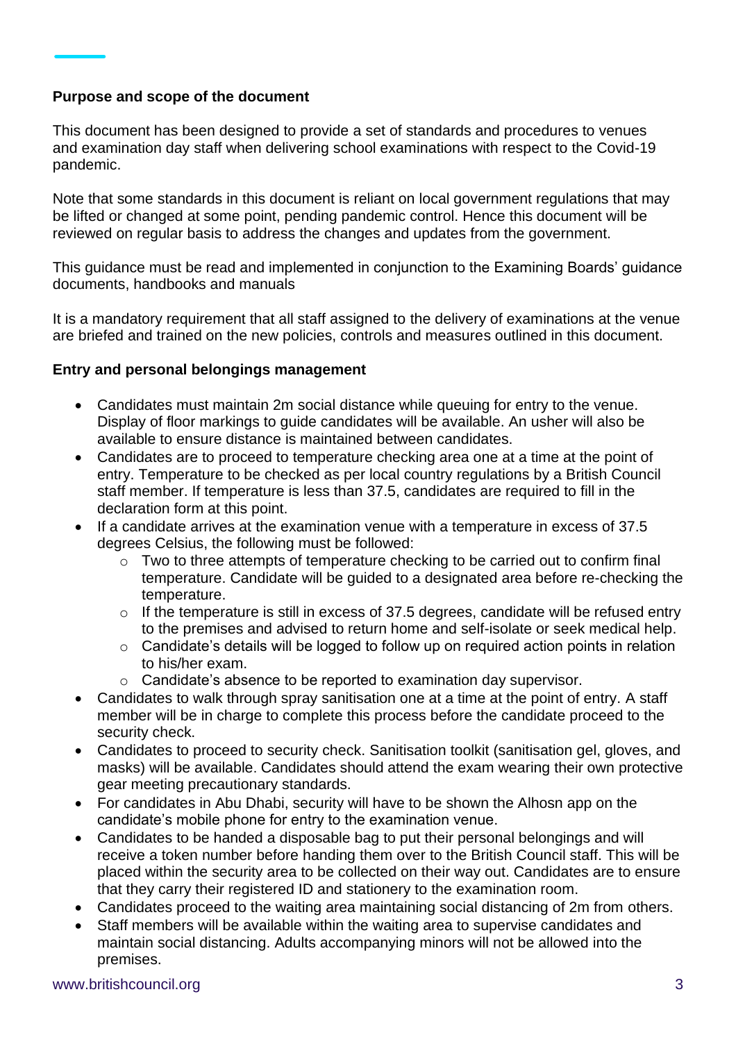**Purpose and scope of the document**

This document has been designed to provide a set of standards and procedures to venues and examination day staff when delivering school examinations with respect to the Covid-19 pandemic.

Note that some standards in this document is reliant on local government regulations that may be lifted or changed at some point, pending pandemic control. Hence this document will be reviewed on regular basis to address the changes and updates from the government.

This guidance must be read and implemented in conjunction to the Examining Boards' guidance documents, handbooks and manuals

It is a mandatory requirement that all staff assigned to the delivery of examinations at the venue are briefed and trained on the new policies, controls and measures outlined in this document.

**Entry and personal belongings management**

- Candidates must maintain 2m social distance while queuing for entry to the venue. Display of floor markings to guide candidates will be available. An usher will also be available to ensure distance is maintained between candidates.
- Candidates are to proceed to temperature checking area one at a time at the point of entry. Temperature to be checked as per local country regulations by a British Council staff member. If temperature is less than 37.5, candidates are required to fill in the declaration form at this point.
- If a candidate arrives at the examination venue with a temperature in excess of 37.5 degrees Celsius, the following must be followed:
  - Two to three attempts of temperature checking to be carried out to confirm final temperature. Candidate will be guided to a designated area before re-checking the temperature.
  - If the temperature is still in excess of 37.5 degrees, candidate will be refused entry to the premises and advised to return home and self-isolate or seek medical help.
  - Candidate's details will be logged to follow up on required action points in relation to his/her exam.
  - Candidate's absence to be reported to examination day supervisor.
- Candidates to walk through spray sanitisation one at a time at the point of entry. A staff member will be in charge to complete this process before the candidate proceed to the security check.
- Candidates to proceed to security check. Sanitisation toolkit (sanitisation gel, gloves, and masks) will be available. Candidates should attend the exam wearing their own protective gear meeting precautionary standards.
- For candidates in Abu Dhabi, security will have to be shown the Alhosn app on the candidate's mobile phone for entry to the examination venue.
- Candidates to be handed a disposable bag to put their personal belongings and will receive a token number before handing them over to the British Council staff. This will be placed within the security area to be collected on their way out. Candidates are to ensure that they carry their registered ID and stationery to the examination room.
- Candidates proceed to the waiting area maintaining social distancing of 2m from others.
- Staff members will be available within the waiting area to supervise candidates and maintain social distancing. Adults accompanying minors will not be allowed into the premises.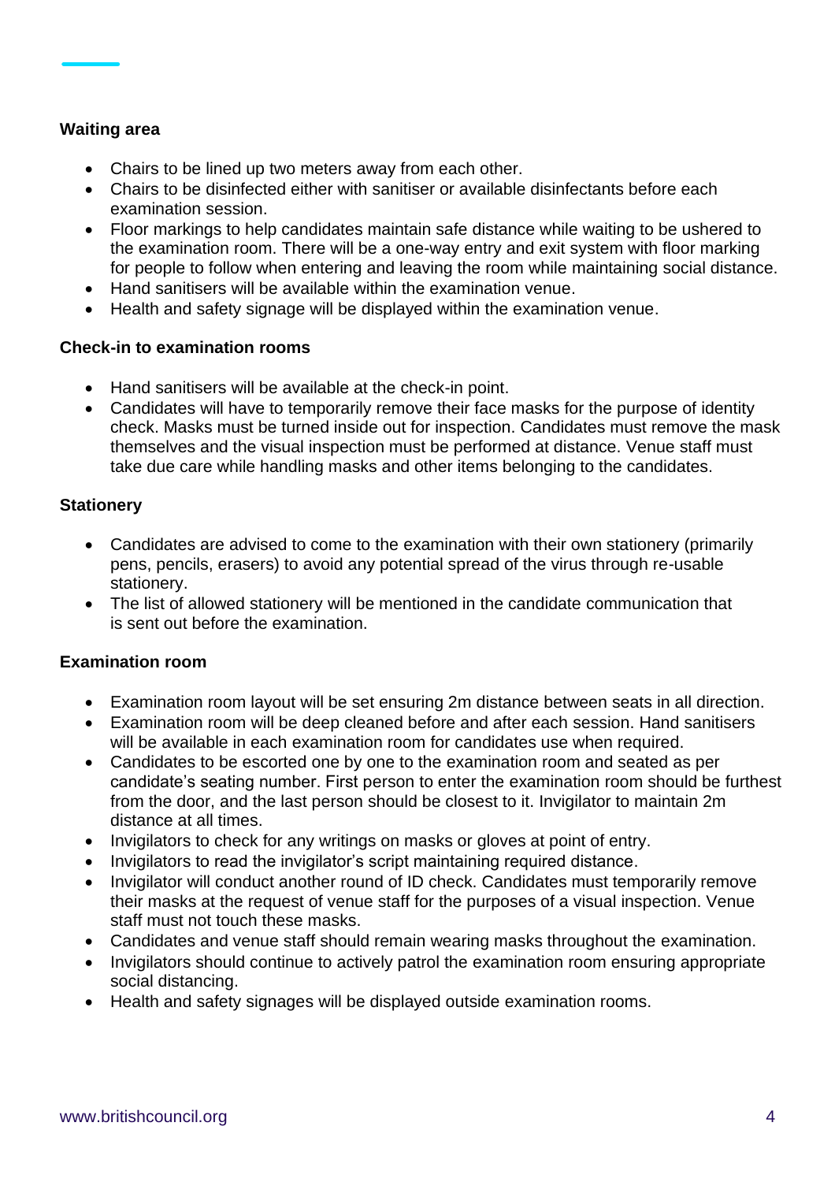**Waiting area**

- Chairs to be lined up two meters away from each other.
- Chairs to be disinfected either with sanitiser or available disinfectants before each examination session.
- Floor markings to help candidates maintain safe distance while waiting to be ushered to the examination room. There will be a one-way entry and exit system with floor marking for people to follow when entering and leaving the room while maintaining social distance.
- Hand sanitisers will be available within the examination venue.
- Health and safety signage will be displayed within the examination venue.

**Check-in to examination rooms**

- Hand sanitisers will be available at the check-in point.
- Candidates will have to temporarily remove their face masks for the purpose of identity check. Masks must be turned inside out for inspection. Candidates must remove the mask themselves and the visual inspection must be performed at distance. Venue staff must take due care while handling masks and other items belonging to the candidates.

**Stationery**

- Candidates are advised to come to the examination with their own stationery (primarily pens, pencils, erasers) to avoid any potential spread of the virus through re-usable stationery.
- The list of allowed stationery will be mentioned in the candidate communication that is sent out before the examination.

**Examination room**

- Examination room layout will be set ensuring 2m distance between seats in all direction.
- Examination room will be deep cleaned before and after each session. Hand sanitisers will be available in each examination room for candidates use when required.
- Candidates to be escorted one by one to the examination room and seated as per candidate's seating number. First person to enter the examination room should be furthest from the door, and the last person should be closest to it. Invigilator to maintain 2m distance at all times.
- Invigilators to check for any writings on masks or gloves at point of entry.
- Invigilators to read the invigilator's script maintaining required distance.
- Invigilator will conduct another round of ID check. Candidates must temporarily remove their masks at the request of venue staff for the purposes of a visual inspection. Venue staff must not touch these masks.
- Candidates and venue staff should remain wearing masks throughout the examination.
- Invigilators should continue to actively patrol the examination room ensuring appropriate social distancing.
- Health and safety signages will be displayed outside examination rooms.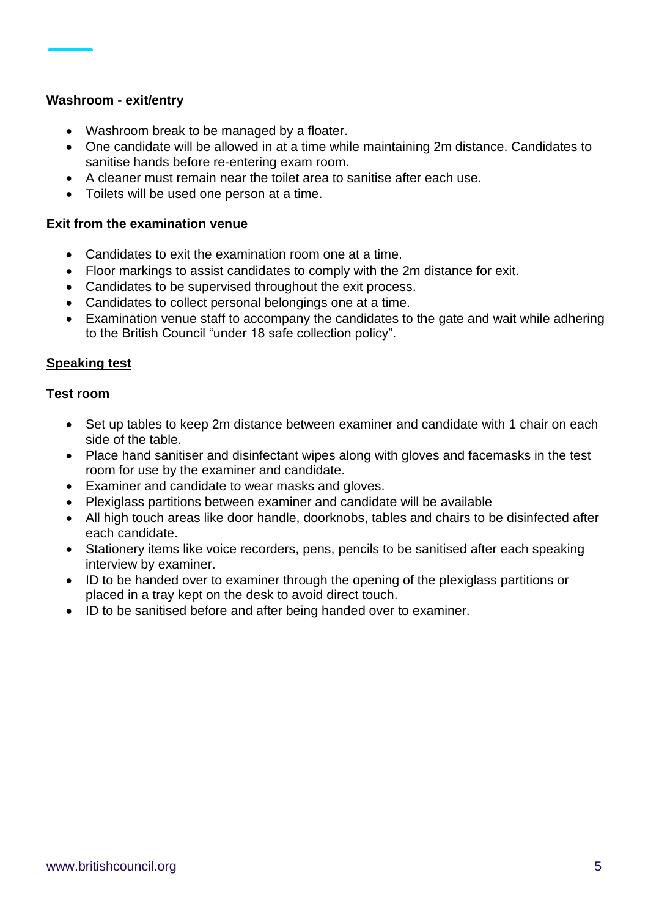**Washroom - exit/entry**

- Washroom break to be managed by a floater.
- One candidate will be allowed in at a time while maintaining 2m distance. Candidates to sanitise hands before re-entering exam room.
- A cleaner must remain near the toilet area to sanitise after each use.
- Toilets will be used one person at a time.

**Exit from the examination venue**

- Candidates to exit the examination room one at a time.
- Floor markings to assist candidates to comply with the 2m distance for exit.
- Candidates to be supervised throughout the exit process.
- Candidates to collect personal belongings one at a time.
- Examination venue staff to accompany the candidates to the gate and wait while adhering to the British Council "under 18 safe collection policy".

**Speaking test**

**Test room**

- Set up tables to keep 2m distance between examiner and candidate with 1 chair on each side of the table.
- Place hand sanitiser and disinfectant wipes along with gloves and facemasks in the test room for use by the examiner and candidate.
- Examiner and candidate to wear masks and gloves.
- Plexiglass partitions between examiner and candidate will be available
- All high touch areas like door handle, doorknobs, tables and chairs to be disinfected after each candidate.
- Stationery items like voice recorders, pens, pencils to be sanitised after each speaking interview by examiner.
- ID to be handed over to examiner through the opening of the plexiglass partitions or placed in a tray kept on the desk to avoid direct touch.
- ID to be sanitised before and after being handed over to examiner.